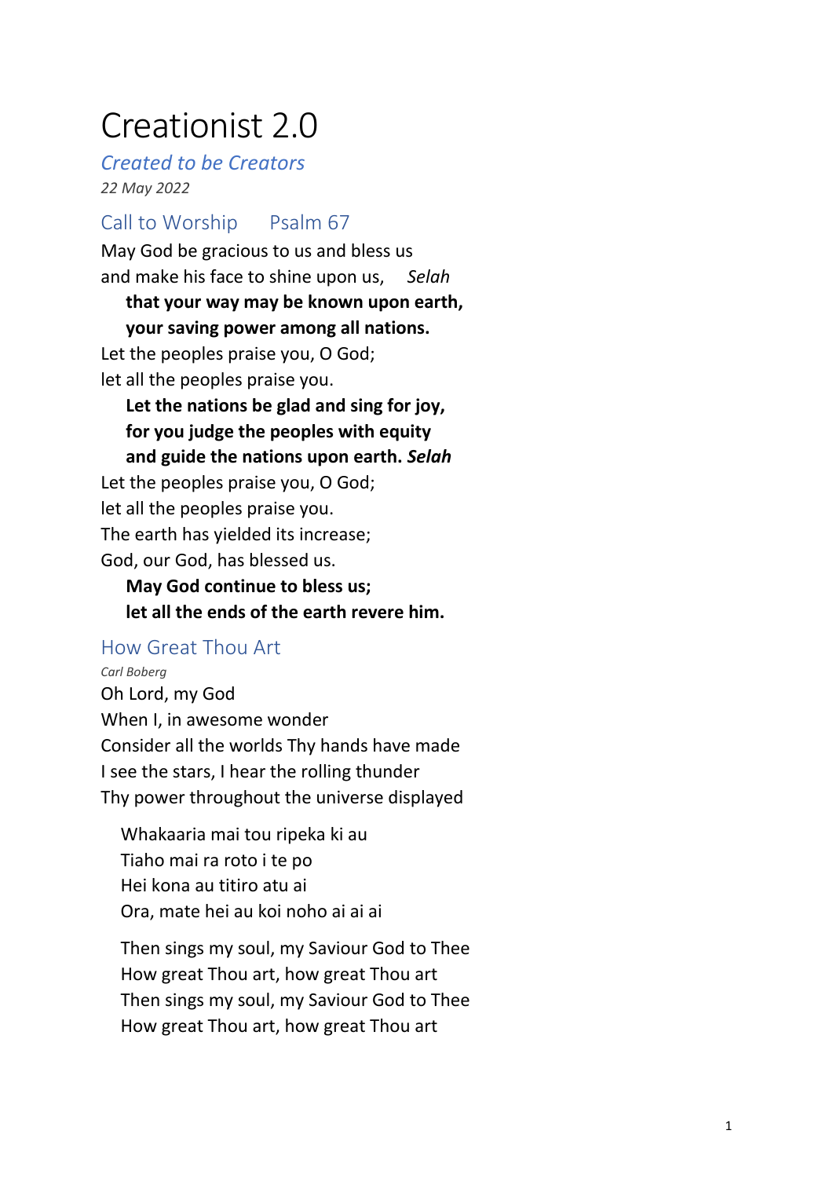# Creationist 2.0

## *Created to be Creators*

*22 May 2022*

## Call to Worship Psalm 67

May God be gracious to us and bless us  
and make his face to shine upon us, *Selah*

**that your way may be known upon earth,**  
**your saving power among all nations.**

Let the peoples praise you, O God;  
let all the peoples praise you.

**Let the nations be glad and sing for joy,**  
**for you judge the peoples with equity**  
**and guide the nations upon earth. *Selah***

Let the peoples praise you, O God;  
let all the peoples praise you.  
The earth has yielded its increase;  
God, our God, has blessed us.

**May God continue to bless us;**  
**let all the ends of the earth revere him.**

## How Great Thou Art

*Carl Boberg*

Oh Lord, my God  
When I, in awesome wonder  
Consider all the worlds Thy hands have made  
I see the stars, I hear the rolling thunder  
Thy power throughout the universe displayed

Whakaaria mai tou ripeka ki au  
Tiaho mai ra roto i te po  
Hei kona au titiro atu ai  
Ora, mate hei au koi noho ai ai ai

Then sings my soul, my Saviour God to Thee  
How great Thou art, how great Thou art  
Then sings my soul, my Saviour God to Thee  
How great Thou art, how great Thou art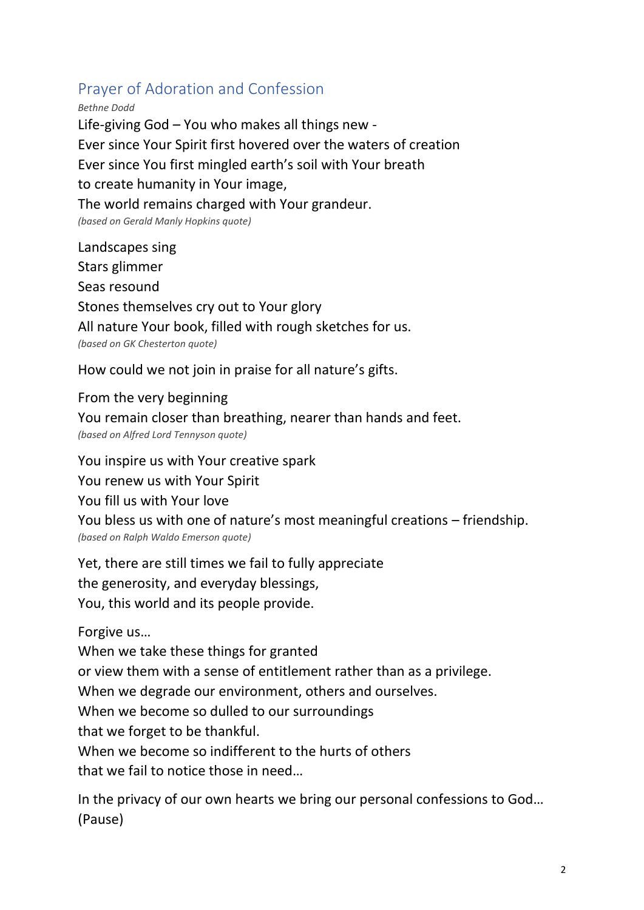## Prayer of Adoration and Confession

*Bethne Dodd*

Life-giving God – You who makes all things new -
Ever since Your Spirit first hovered over the waters of creation
Ever since You first mingled earth's soil with Your breath
to create humanity in Your image,
The world remains charged with Your grandeur.
*(based on Gerald Manly Hopkins quote)*

Landscapes sing
Stars glimmer
Seas resound
Stones themselves cry out to Your glory
All nature Your book, filled with rough sketches for us.
*(based on GK Chesterton quote)*

How could we not join in praise for all nature's gifts.

From the very beginning
You remain closer than breathing, nearer than hands and feet.
*(based on Alfred Lord Tennyson quote)*

You inspire us with Your creative spark
You renew us with Your Spirit
You fill us with Your love
You bless us with one of nature's most meaningful creations – friendship.
*(based on Ralph Waldo Emerson quote)*

Yet, there are still times we fail to fully appreciate
the generosity, and everyday blessings,
You, this world and its people provide.

Forgive us…
When we take these things for granted
or view them with a sense of entitlement rather than as a privilege.
When we degrade our environment, others and ourselves.
When we become so dulled to our surroundings
that we forget to be thankful.
When we become so indifferent to the hurts of others
that we fail to notice those in need…

In the privacy of our own hearts we bring our personal confessions to God…
(Pause)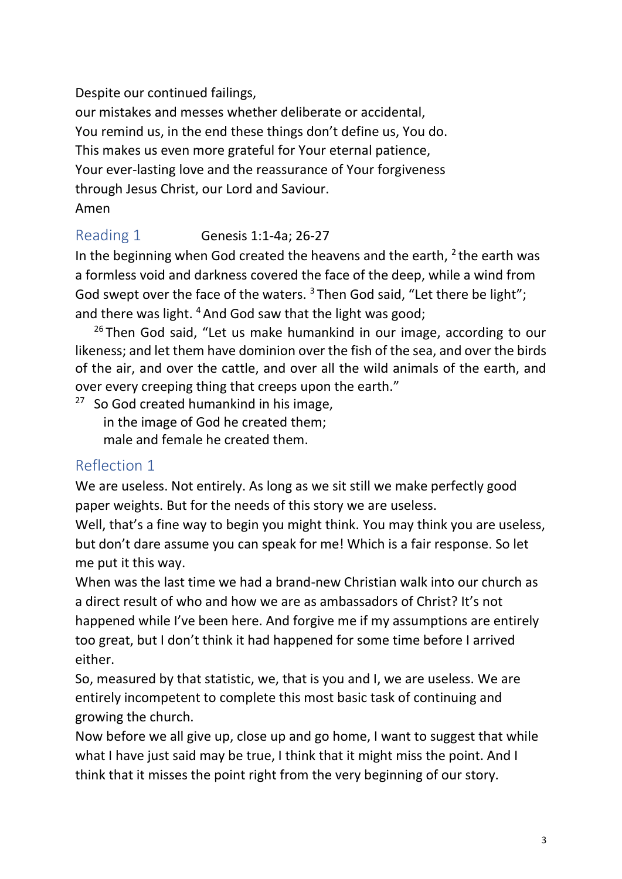Despite our continued failings,
our mistakes and messes whether deliberate or accidental,
You remind us, in the end these things don't define us, You do.
This makes us even more grateful for Your eternal patience,
Your ever-lasting love and the reassurance of Your forgiveness
through Jesus Christ, our Lord and Saviour.
Amen

## Reading 1 — Genesis 1:1-4a; 26-27

In the beginning when God created the heavens and the earth, [2] the earth was a formless void and darkness covered the face of the deep, while a wind from God swept over the face of the waters. [3] Then God said, "Let there be light"; and there was light. [4] And God saw that the light was good;

[26] Then God said, "Let us make humankind in our image, according to our likeness; and let them have dominion over the fish of the sea, and over the birds of the air, and over the cattle, and over all the wild animals of the earth, and over every creeping thing that creeps upon the earth."

[27] So God created humankind in his image,
in the image of God he created them;
male and female he created them.

## Reflection 1

We are useless. Not entirely. As long as we sit still we make perfectly good paper weights. But for the needs of this story we are useless.

Well, that's a fine way to begin you might think. You may think you are useless, but don't dare assume you can speak for me! Which is a fair response. So let me put it this way.

When was the last time we had a brand-new Christian walk into our church as a direct result of who and how we are as ambassadors of Christ? It's not happened while I've been here. And forgive me if my assumptions are entirely too great, but I don't think it had happened for some time before I arrived either.

So, measured by that statistic, we, that is you and I, we are useless. We are entirely incompetent to complete this most basic task of continuing and growing the church.

Now before we all give up, close up and go home, I want to suggest that while what I have just said may be true, I think that it might miss the point. And I think that it misses the point right from the very beginning of our story.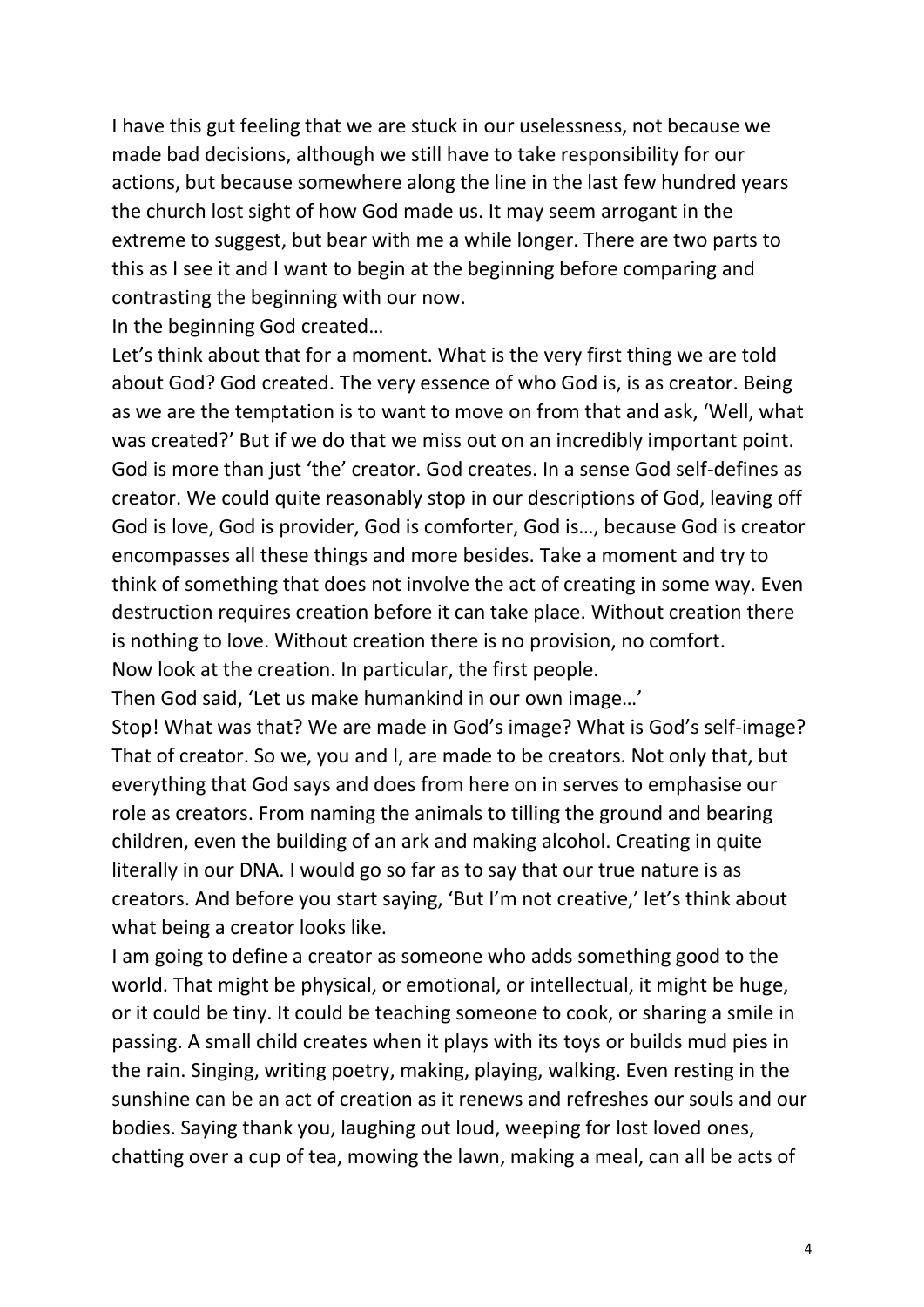I have this gut feeling that we are stuck in our uselessness, not because we made bad decisions, although we still have to take responsibility for our actions, but because somewhere along the line in the last few hundred years the church lost sight of how God made us. It may seem arrogant in the extreme to suggest, but bear with me a while longer. There are two parts to this as I see it and I want to begin at the beginning before comparing and contrasting the beginning with our now.

In the beginning God created…

Let's think about that for a moment. What is the very first thing we are told about God? God created. The very essence of who God is, is as creator. Being as we are the temptation is to want to move on from that and ask, 'Well, what was created?' But if we do that we miss out on an incredibly important point. God is more than just 'the' creator. God creates. In a sense God self-defines as creator. We could quite reasonably stop in our descriptions of God, leaving off God is love, God is provider, God is comforter, God is…, because God is creator encompasses all these things and more besides. Take a moment and try to think of something that does not involve the act of creating in some way. Even destruction requires creation before it can take place. Without creation there is nothing to love. Without creation there is no provision, no comfort.

Now look at the creation. In particular, the first people.

Then God said, 'Let us make humankind in our own image…'

Stop! What was that? We are made in God's image? What is God's self-image? That of creator. So we, you and I, are made to be creators. Not only that, but everything that God says and does from here on in serves to emphasise our role as creators. From naming the animals to tilling the ground and bearing children, even the building of an ark and making alcohol. Creating in quite literally in our DNA. I would go so far as to say that our true nature is as creators. And before you start saying, 'But I'm not creative,' let's think about what being a creator looks like.

I am going to define a creator as someone who adds something good to the world. That might be physical, or emotional, or intellectual, it might be huge, or it could be tiny. It could be teaching someone to cook, or sharing a smile in passing. A small child creates when it plays with its toys or builds mud pies in the rain. Singing, writing poetry, making, playing, walking. Even resting in the sunshine can be an act of creation as it renews and refreshes our souls and our bodies. Saying thank you, laughing out loud, weeping for lost loved ones, chatting over a cup of tea, mowing the lawn, making a meal, can all be acts of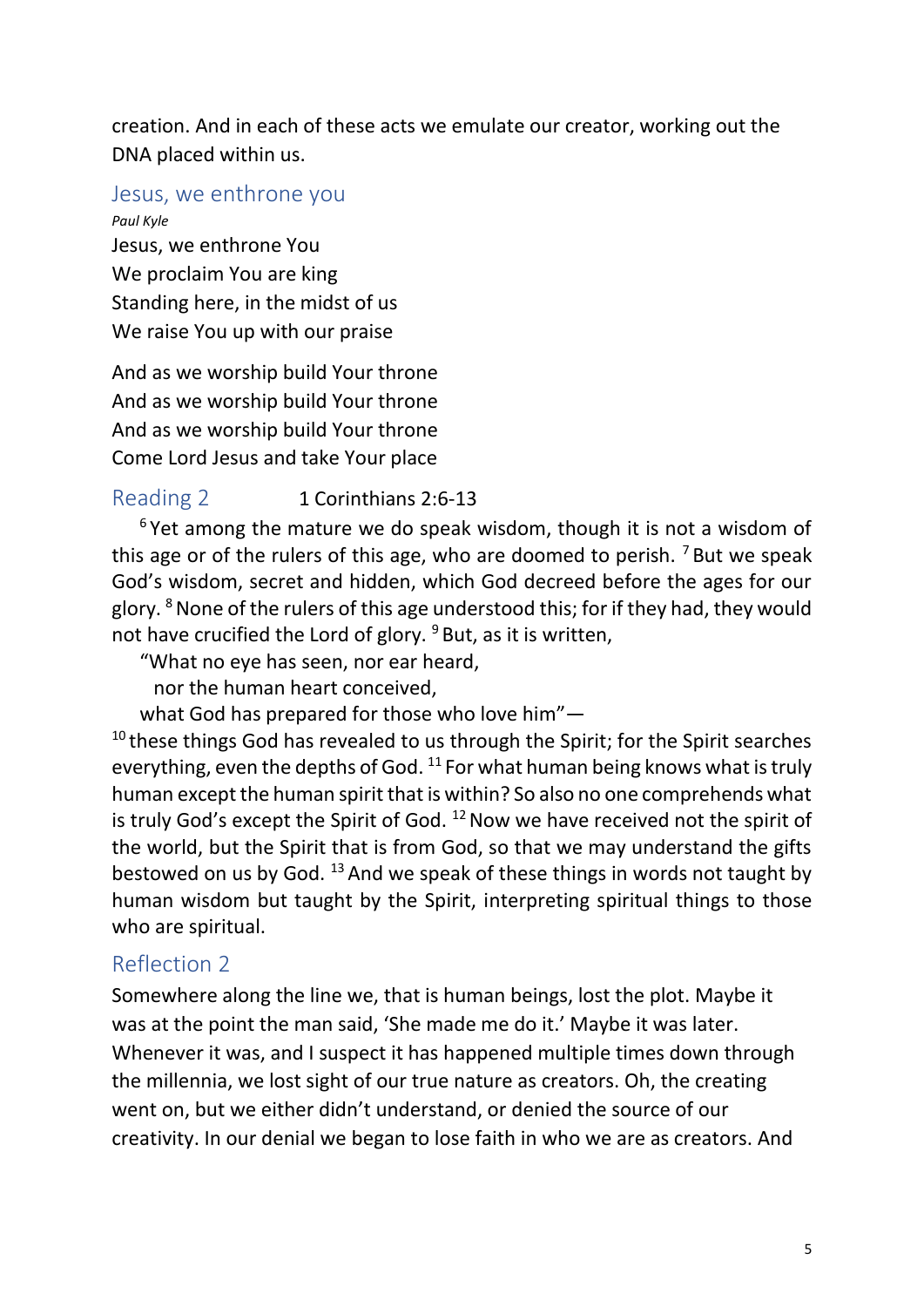creation. And in each of these acts we emulate our creator, working out the DNA placed within us.

## Jesus, we enthrone you

*Paul Kyle*

Jesus, we enthrone You
We proclaim You are king
Standing here, in the midst of us
We raise You up with our praise

And as we worship build Your throne
And as we worship build Your throne
And as we worship build Your throne
Come Lord Jesus and take Your place

## Reading 2 1 Corinthians 2:6-13

[6] Yet among the mature we do speak wisdom, though it is not a wisdom of this age or of the rulers of this age, who are doomed to perish. [7] But we speak God's wisdom, secret and hidden, which God decreed before the ages for our glory. [8] None of the rulers of this age understood this; for if they had, they would not have crucified the Lord of glory. [9] But, as it is written,

"What no eye has seen, nor ear heard,
nor the human heart conceived,
what God has prepared for those who love him"—

[10] these things God has revealed to us through the Spirit; for the Spirit searches everything, even the depths of God. [11] For what human being knows what is truly human except the human spirit that is within? So also no one comprehends what is truly God's except the Spirit of God. [12] Now we have received not the spirit of the world, but the Spirit that is from God, so that we may understand the gifts bestowed on us by God. [13] And we speak of these things in words not taught by human wisdom but taught by the Spirit, interpreting spiritual things to those who are spiritual.

## Reflection 2

Somewhere along the line we, that is human beings, lost the plot. Maybe it was at the point the man said, 'She made me do it.' Maybe it was later. Whenever it was, and I suspect it has happened multiple times down through the millennia, we lost sight of our true nature as creators. Oh, the creating went on, but we either didn't understand, or denied the source of our creativity. In our denial we began to lose faith in who we are as creators. And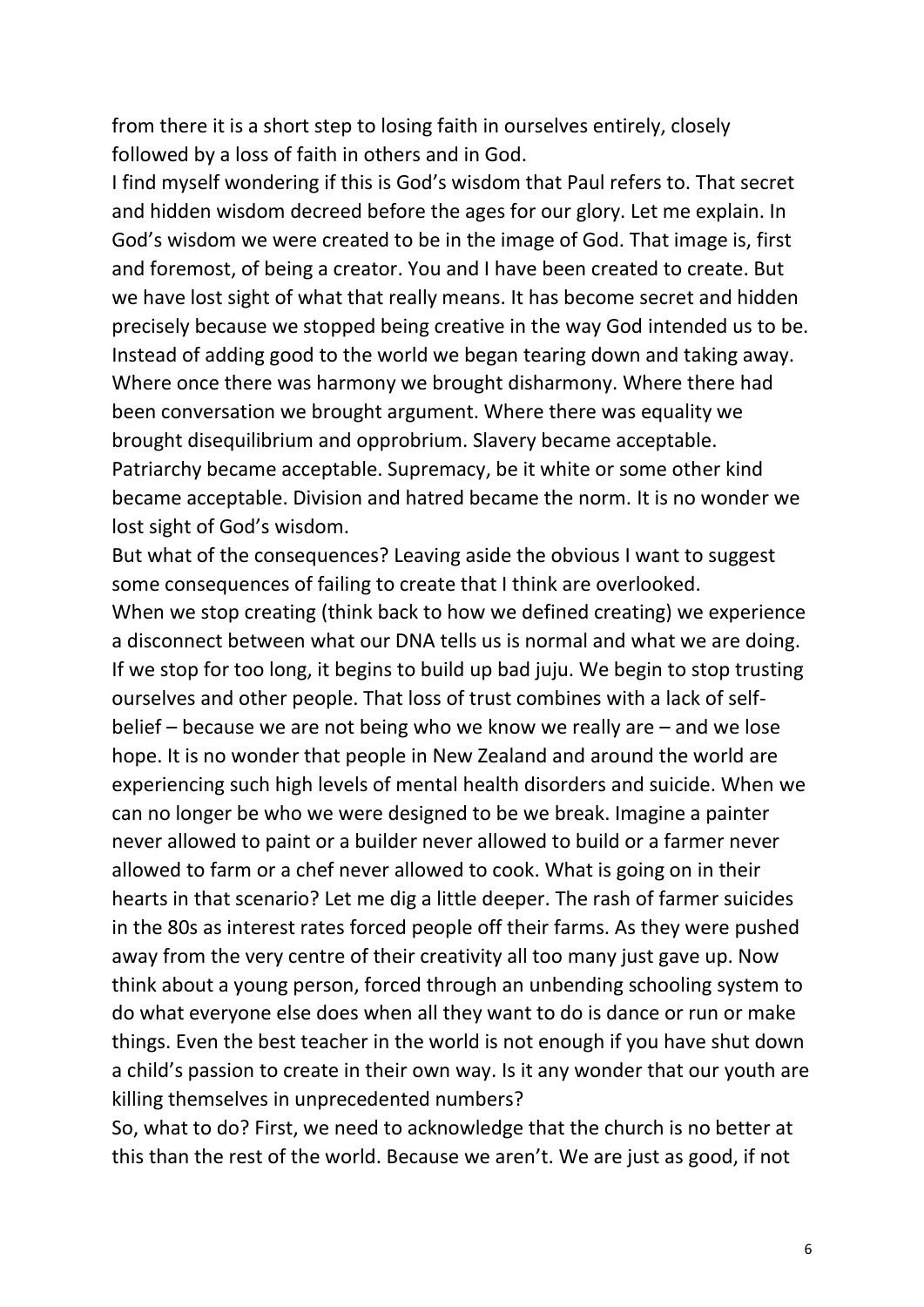from there it is a short step to losing faith in ourselves entirely, closely followed by a loss of faith in others and in God.

I find myself wondering if this is God's wisdom that Paul refers to. That secret and hidden wisdom decreed before the ages for our glory. Let me explain. In God's wisdom we were created to be in the image of God. That image is, first and foremost, of being a creator. You and I have been created to create. But we have lost sight of what that really means. It has become secret and hidden precisely because we stopped being creative in the way God intended us to be. Instead of adding good to the world we began tearing down and taking away. Where once there was harmony we brought disharmony. Where there had been conversation we brought argument. Where there was equality we brought disequilibrium and opprobrium. Slavery became acceptable. Patriarchy became acceptable. Supremacy, be it white or some other kind became acceptable. Division and hatred became the norm. It is no wonder we lost sight of God's wisdom.

But what of the consequences? Leaving aside the obvious I want to suggest some consequences of failing to create that I think are overlooked.

When we stop creating (think back to how we defined creating) we experience a disconnect between what our DNA tells us is normal and what we are doing. If we stop for too long, it begins to build up bad juju. We begin to stop trusting ourselves and other people. That loss of trust combines with a lack of self-belief – because we are not being who we know we really are – and we lose hope. It is no wonder that people in New Zealand and around the world are experiencing such high levels of mental health disorders and suicide. When we can no longer be who we were designed to be we break. Imagine a painter never allowed to paint or a builder never allowed to build or a farmer never allowed to farm or a chef never allowed to cook. What is going on in their hearts in that scenario? Let me dig a little deeper. The rash of farmer suicides in the 80s as interest rates forced people off their farms. As they were pushed away from the very centre of their creativity all too many just gave up. Now think about a young person, forced through an unbending schooling system to do what everyone else does when all they want to do is dance or run or make things. Even the best teacher in the world is not enough if you have shut down a child's passion to create in their own way. Is it any wonder that our youth are killing themselves in unprecedented numbers?

So, what to do? First, we need to acknowledge that the church is no better at this than the rest of the world. Because we aren't. We are just as good, if not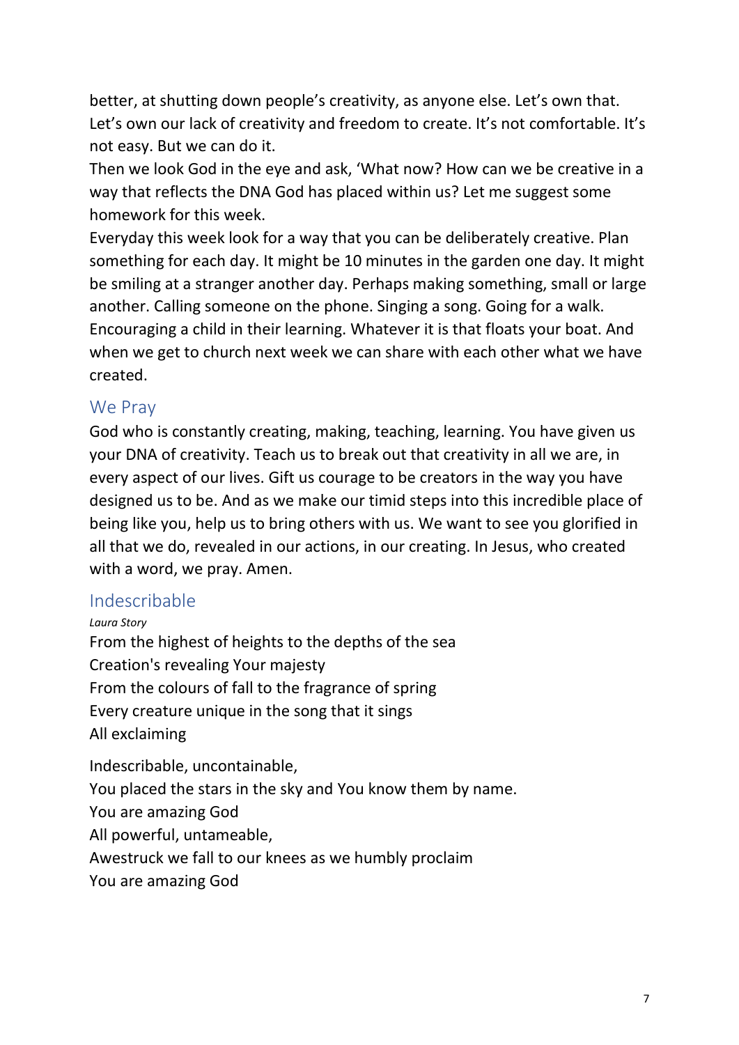better, at shutting down people's creativity, as anyone else. Let's own that. Let's own our lack of creativity and freedom to create. It's not comfortable. It's not easy. But we can do it.

Then we look God in the eye and ask, 'What now? How can we be creative in a way that reflects the DNA God has placed within us? Let me suggest some homework for this week.

Everyday this week look for a way that you can be deliberately creative. Plan something for each day. It might be 10 minutes in the garden one day. It might be smiling at a stranger another day. Perhaps making something, small or large another. Calling someone on the phone. Singing a song. Going for a walk. Encouraging a child in their learning. Whatever it is that floats your boat. And when we get to church next week we can share with each other what we have created.

## We Pray

God who is constantly creating, making, teaching, learning. You have given us your DNA of creativity. Teach us to break out that creativity in all we are, in every aspect of our lives. Gift us courage to be creators in the way you have designed us to be. And as we make our timid steps into this incredible place of being like you, help us to bring others with us. We want to see you glorified in all that we do, revealed in our actions, in our creating. In Jesus, who created with a word, we pray. Amen.

## Indescribable

*Laura Story*

From the highest of heights to the depths of the sea
Creation's revealing Your majesty
From the colours of fall to the fragrance of spring
Every creature unique in the song that it sings
All exclaiming

Indescribable, uncontainable,
You placed the stars in the sky and You know them by name.
You are amazing God
All powerful, untameable,
Awestruck we fall to our knees as we humbly proclaim
You are amazing God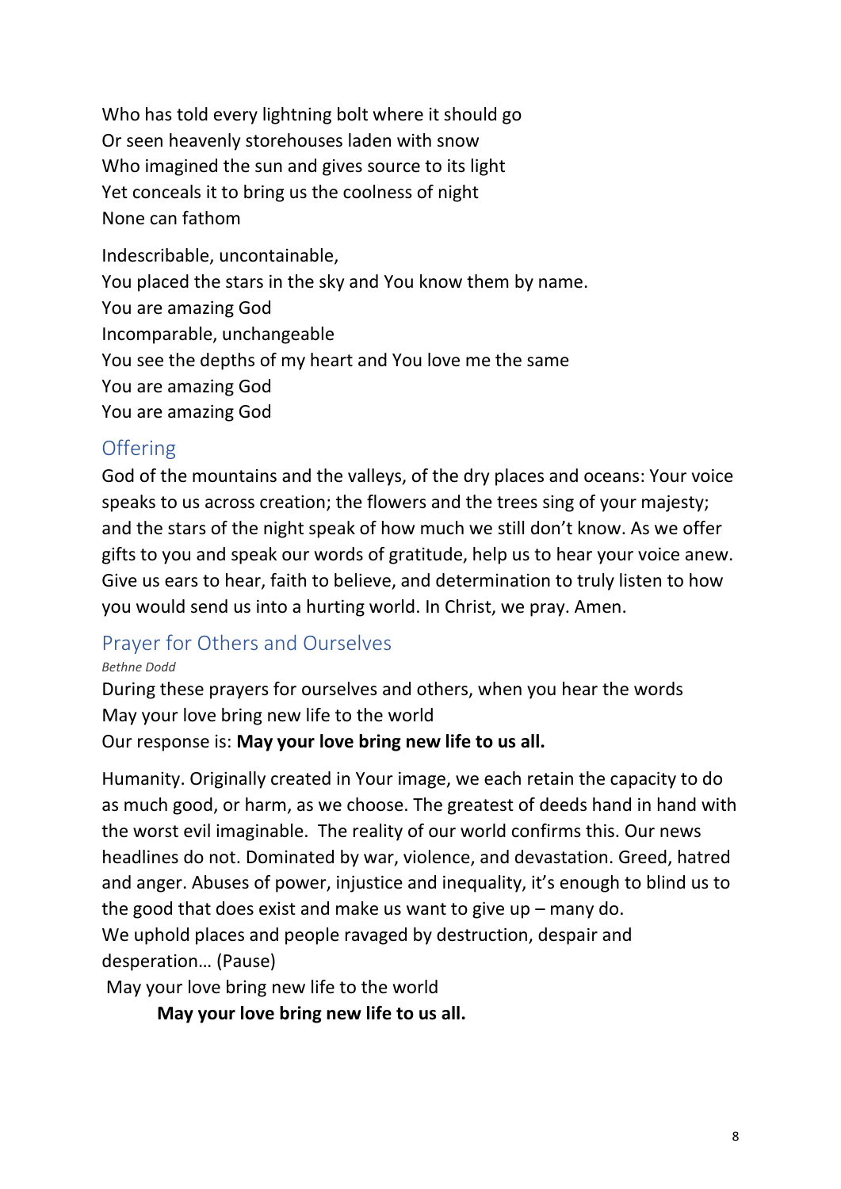Who has told every lightning bolt where it should go
Or seen heavenly storehouses laden with snow
Who imagined the sun and gives source to its light
Yet conceals it to bring us the coolness of night
None can fathom

Indescribable, uncontainable,
You placed the stars in the sky and You know them by name.
You are amazing God
Incomparable, unchangeable
You see the depths of my heart and You love me the same
You are amazing God
You are amazing God

## Offering

God of the mountains and the valleys, of the dry places and oceans: Your voice speaks to us across creation; the flowers and the trees sing of your majesty; and the stars of the night speak of how much we still don't know. As we offer gifts to you and speak our words of gratitude, help us to hear your voice anew. Give us ears to hear, faith to believe, and determination to truly listen to how you would send us into a hurting world. In Christ, we pray. Amen.

## Prayer for Others and Ourselves

*Bethne Dodd*

During these prayers for ourselves and others, when you hear the words
May your love bring new life to the world
Our response is: **May your love bring new life to us all.**

Humanity. Originally created in Your image, we each retain the capacity to do as much good, or harm, as we choose. The greatest of deeds hand in hand with the worst evil imaginable. The reality of our world confirms this. Our news headlines do not. Dominated by war, violence, and devastation. Greed, hatred and anger. Abuses of power, injustice and inequality, it's enough to blind us to the good that does exist and make us want to give up – many do.
We uphold places and people ravaged by destruction, despair and desperation… (Pause)
May your love bring new life to the world
**May your love bring new life to us all.**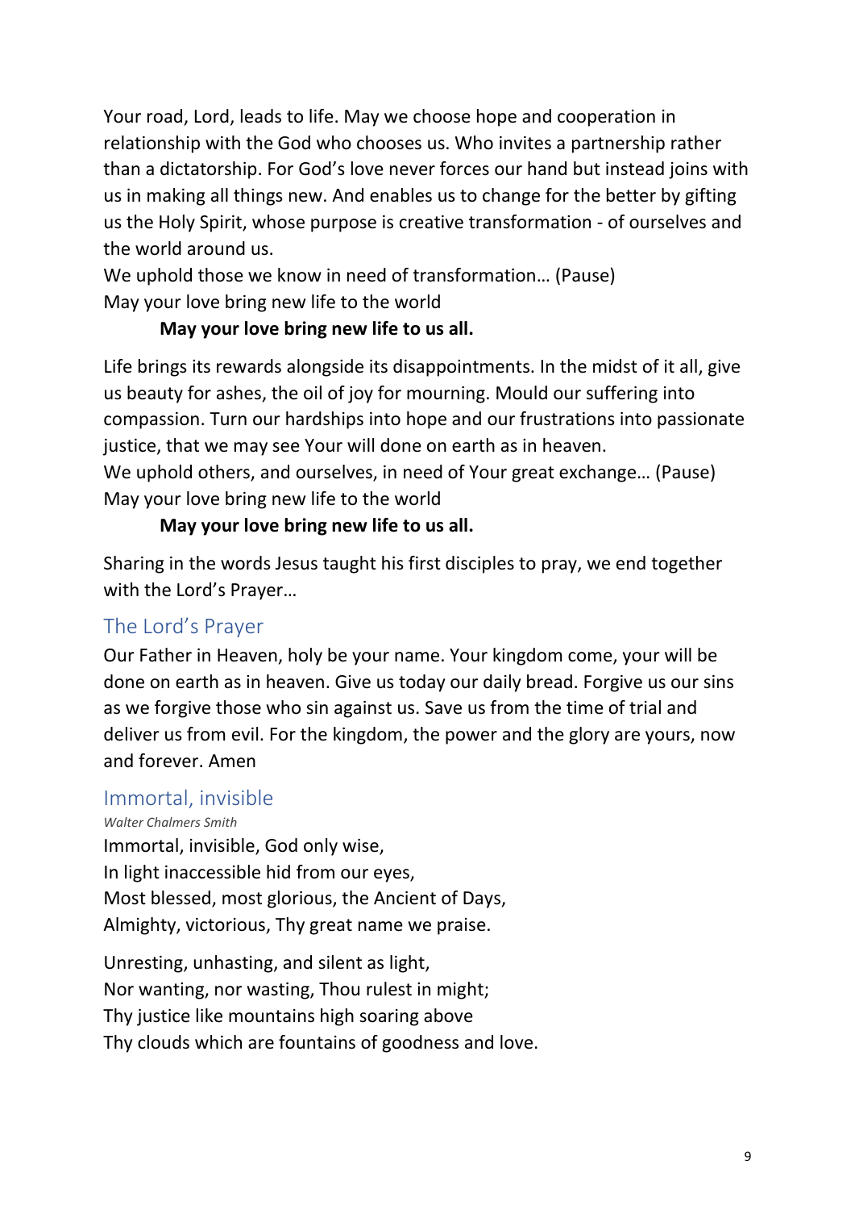Your road, Lord, leads to life. May we choose hope and cooperation in relationship with the God who chooses us. Who invites a partnership rather than a dictatorship. For God's love never forces our hand but instead joins with us in making all things new. And enables us to change for the better by gifting us the Holy Spirit, whose purpose is creative transformation - of ourselves and the world around us.
We uphold those we know in need of transformation… (Pause)
May your love bring new life to the world

**May your love bring new life to us all.**

Life brings its rewards alongside its disappointments. In the midst of it all, give us beauty for ashes, the oil of joy for mourning. Mould our suffering into compassion. Turn our hardships into hope and our frustrations into passionate justice, that we may see Your will done on earth as in heaven.
We uphold others, and ourselves, in need of Your great exchange… (Pause)
May your love bring new life to the world

**May your love bring new life to us all.**

Sharing in the words Jesus taught his first disciples to pray, we end together with the Lord's Prayer…

## The Lord's Prayer

Our Father in Heaven, holy be your name. Your kingdom come, your will be done on earth as in heaven. Give us today our daily bread. Forgive us our sins as we forgive those who sin against us. Save us from the time of trial and deliver us from evil. For the kingdom, the power and the glory are yours, now and forever. Amen

## Immortal, invisible

*Walter Chalmers Smith*

Immortal, invisible, God only wise,
In light inaccessible hid from our eyes,
Most blessed, most glorious, the Ancient of Days,
Almighty, victorious, Thy great name we praise.

Unresting, unhasting, and silent as light,
Nor wanting, nor wasting, Thou rulest in might;
Thy justice like mountains high soaring above
Thy clouds which are fountains of goodness and love.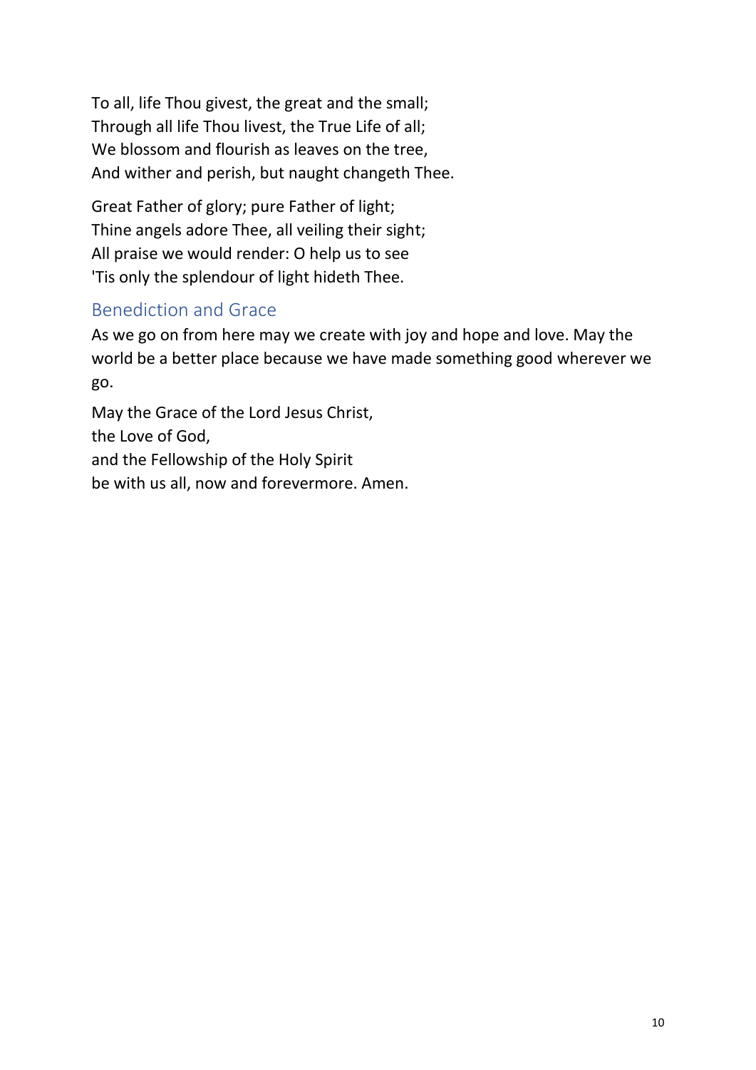To all, life Thou givest, the great and the small;
Through all life Thou livest, the True Life of all;
We blossom and flourish as leaves on the tree,
And wither and perish, but naught changeth Thee.

Great Father of glory; pure Father of light;
Thine angels adore Thee, all veiling their sight;
All praise we would render: O help us to see
'Tis only the splendour of light hideth Thee.

## Benediction and Grace

As we go on from here may we create with joy and hope and love. May the world be a better place because we have made something good wherever we go.

May the Grace of the Lord Jesus Christ,
the Love of God,
and the Fellowship of the Holy Spirit
be with us all, now and forevermore. Amen.